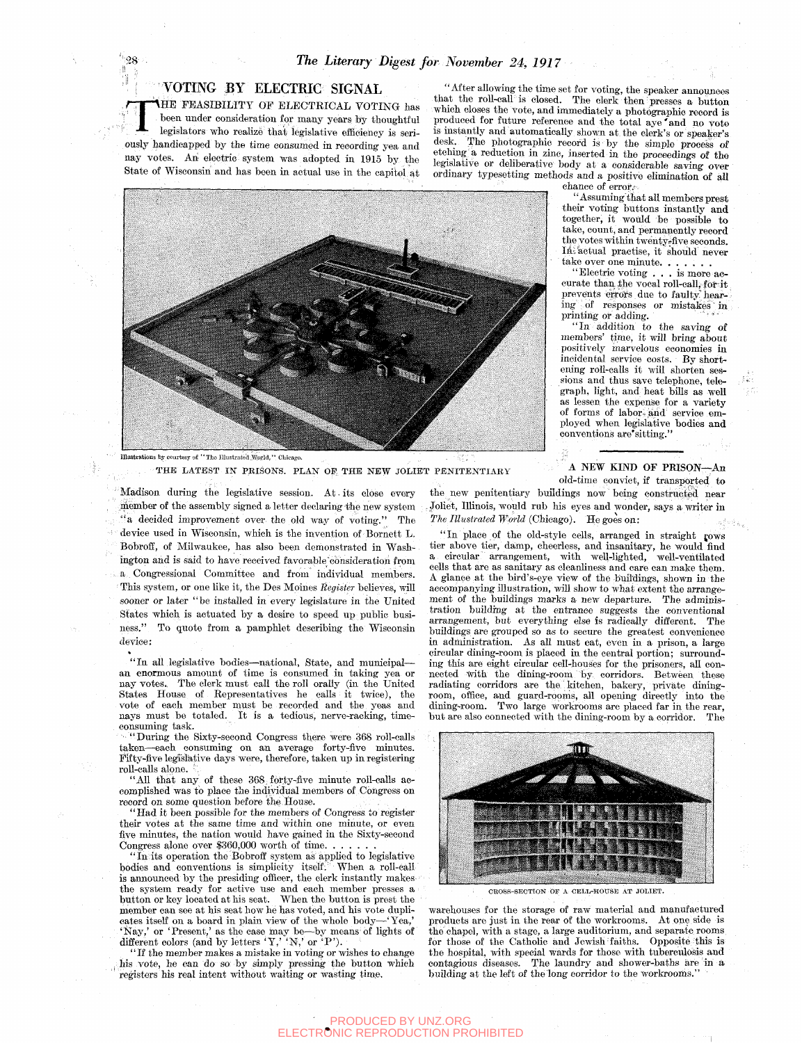# VOTING BY ELECTRIC SIGNAL

THE FEASIBILITY OF ELECTRICAL VOTING has been under consideration for many years by thoughtful legislators who realize that legislative efficiency is seriously handicapped by the time consumed in recording yea and nay votes. An electric system was adopted in 1915 by the State of Wisconsin and has been in actual use in the capitol at Madison during the legislative session. At its close every member of the assembly signed a letter declaring the new system "a decided improvement over the old way of voting." The device used in Wisconsin, which is the invention of Bornett L. Bobroff, of Milwaukee, has also been demonstrated in Washington and is said to have received favorable consideration from a Congressional Committee and from individual members. This system, or one like it, the Des Moines *Register* believes, will sooner or later "be installed in every legislature in the United States which is actuated by a desire to speed up public business." To quote from a pamphlet describing the Wisconsin device:

"In all legislative bodies—national, State, and municipal—an enormous amount of time is consumed in taking yea or nay votes. The clerk must call the roll orally (in the United States House of Representatives he calls it twice), the vote of each member must be recorded and the yeas and nays must be totaled. It is a tedious, nerve-racking, time-consuming task.

"During the Sixty-second Congress there were 368 roll-calls taken—each consuming on an average forty-five minutes. Fifty-five legislative days were, therefore, taken up in registering roll-calls alone.

"All that any of these 368 forty-five minute roll-calls accomplished was to place the individual members of Congress on record on some question before the House.

"Had it been possible for the members of Congress to register their votes at the same time and within one minute, or even five minutes, the nation would have gained in the Sixty-second Congress alone over $360,000 worth of time. . . . . . .

"In its operation the Bobroff system as applied to legislative bodies and conventions is simplicity itself. When a roll-call is announced by the presiding officer, the clerk instantly makes the system ready for active use and each member presses a button or key located at his seat. When the button is prest the member can see at his seat how he has voted, and his vote duplicates itself on a board in plain view of the whole body—'Yea,' 'Nay,' or 'Present,' as the case may be—by means of lights of different colors (and by letters 'Y,' 'N,' or 'P').

"If the member makes a mistake in voting or wishes to change his vote, he can do so by simply pressing the button which registers his real intent without waiting or wasting time.

"After allowing the time set for voting, the speaker announces that the roll-call is closed. The clerk then presses a button which closes the vote, and immediately a photographic record is produced for future reference and the total aye and no vote is instantly and automatically shown at the clerk's or speaker's desk. The photographic record is by the simple process of etching a reduction in zinc, inserted in the proceedings of the legislative or deliberative body at a considerable saving over ordinary typesetting methods and a positive elimination of all chance of error.

"Assuming that all members prest their voting buttons instantly and together, it would be possible to take, count, and permanently record the votes within twenty-five seconds. In actual practise, it should never take over one minute. . . . . . .

"Electric voting . . . is more accurate than the vocal roll-call, for it prevents errors due to faulty hearing of responses or mistakes in printing or adding.

"In addition to the saving of members' time, it will bring about positively marvelous economies in incidental service costs. By shortening roll-calls it will shorten sessions and thus save telephone, telegraph, light, and heat bills as well as lessen the expense for a variety of forms of labor and service employed when legislative bodies and conventions are sitting."

Illustrations by courtesy of "The Illustrated World," Chicago.

THE LATEST IN PRISONS. PLAN OF THE NEW JOLIET PENITENTIARY

**A NEW KIND OF PRISON**—An old-time convict, if transported to the new penitentiary buildings now being constructed near Joliet, Illinois, would rub his eyes and wonder, says a writer in *The Illustrated World* (Chicago). He goes on:

"In place of the old-style cells, arranged in straight rows tier above tier, damp, cheerless, and insanitary, he would find a circular arrangement, with well-lighted, well-ventilated cells that are as sanitary as cleanliness and care can make them. A glance at the bird's-eye view of the buildings, shown in the accompanying illustration, will show to what extent the arrangement of the buildings marks a new departure. The administration building at the entrance suggests the conventional arrangement, but everything else is radically different. The buildings are grouped so as to secure the greatest convenience in administration. As all must eat, even in a prison, a large circular dining-room is placed in the central portion; surrounding this are eight circular cell-houses for the prisoners, all connected with the dining-room by corridors. Between these radiating corridors are the kitchen, bakery, private dining-room, office, and guard-rooms, all opening directly into the dining-room. Two large workrooms are placed far in the rear, but are also connected with the dining-room by a corridor. The warehouses for the storage of raw material and manufactured products are just in the rear of the workrooms. At one side is the chapel, with a stage, a large auditorium, and separate rooms for those of the Catholic and Jewish faiths. Opposite this is the hospital, with special wards for those with tuberculosis and contagious diseases. The laundry and shower-baths are in a building at the left of the long corridor to the workrooms."

CROSS-SECTION OF A CELL-HOUSE AT JOLIET.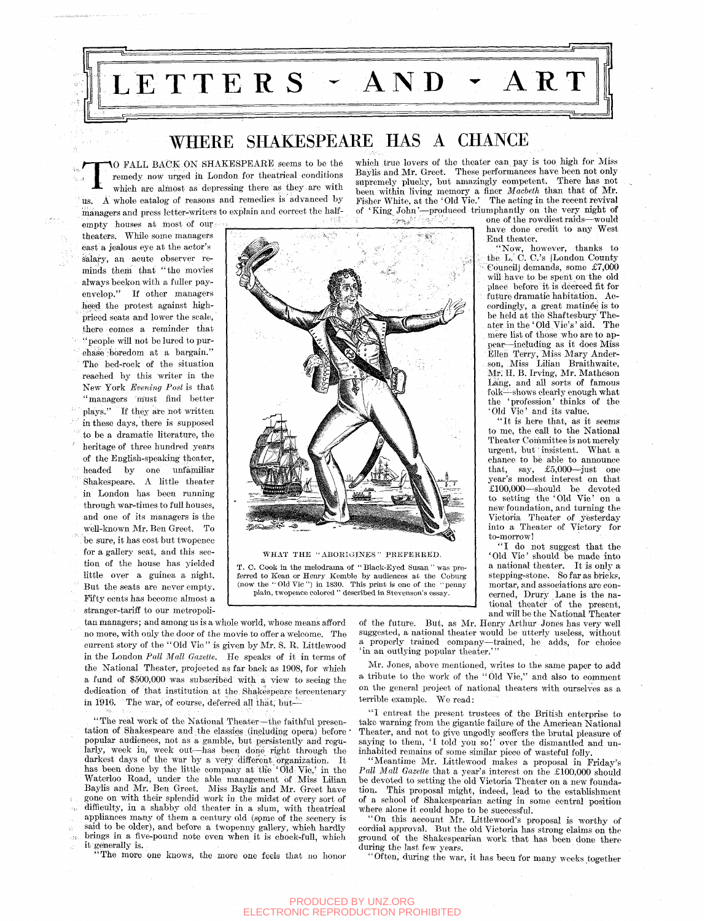# LETTERS - AND - ART

## WHERE SHAKESPEARE HAS A CHANCE

TO FALL BACK ON SHAKESPEARE seems to be the remedy now urged in London for theatrical conditions which are almost as depressing there as they are with us. A whole catalog of reasons and remedies is advanced by managers and press letter-writers to explain and correct the half-empty houses at most of our theaters. While some managers cast a jealous eye at the actor's salary, an acute observer reminds them that "the movies always beckon with a fuller pay-envelop." If other managers heed the protest against high-priced seats and lower the scale, there comes a reminder that "people will not be lured to purchase boredom at a bargain." The bed-rock of the situation reached by this writer in the New York *Evening Post* is that "managers must find better plays." If they are not written in these days, there is supposed to be a dramatic literature, the heritage of three hundred years of the English-speaking theater, headed by one unfamiliar Shakespeare. A little theater in London has been running through war-times to full houses, and one of its managers is the well-known Mr. Ben Greet. To be sure, it has cost but twopence for a gallery seat, and this section of the house has yielded little over a guinea a night. But the seats are never empty. Fifty cents has become almost a stranger-tariff to our metropolitan managers; and among us is a whole world, whose means afford no more, with only the door of the movie to offer a welcome. The current story of the "Old Vic" is given by Mr. S. R. Littlewood in the London *Pall Mall Gazette*. He speaks of it in terms of the National Theater, projected as far back as 1908, for which a fund of $500,000 was subscribed with a view to seeing the dedication of that institution at the Shakespeare tercentenary in 1916. The war, of course, deferred all that, but—

WHAT THE "ABORIGINES" PREFERRED.

T. C. Cook in the melodrama of "Black-Eyed Susan" was preferred to Kean or Henry Kemble by audiences at the Coburg (now the "Old Vic") in 1830. This print is one of the "penny plain, twopence colored" described in Stevenson's essay.

"The real work of the National Theater—the faithful presentation of Shakespeare and the classics (including opera) before popular audiences, not as a gamble, but persistently and regularly, week in, week out—has been done right through the darkest days of the war by a very different organization. It has been done by the little company at the 'Old Vic,' in the Waterloo Road, under the able management of Miss Lilian Baylis and Mr. Ben Greet. Miss Baylis and Mr. Greet have gone on with their splendid work in the midst of every sort of difficulty, in a shabby old theater in a slum, with theatrical appliances many of them a century old (some of the scenery is said to be older), and before a twopenny gallery, which hardly brings in a five-pound note even when it is chock-full, which it generally is.

"The more one knows, the more one feels that no honor which true lovers of the theater can pay is too high for Miss Baylis and Mr. Greet. These performances have been not only supremely plucky, but amazingly competent. There has not been within living memory a finer *Macbeth* than that of Mr. Fisher White, at the 'Old Vic.' The acting in the recent revival of 'King John'—produced triumphantly on the very night of one of the rowdiest raids—would have done credit to any West End theater.

"Now, however, thanks to the L. C. C.'s [London County Council] demands, some £7,000 will have to be spent on the old place before it is decreed fit for future dramatic habitation. Accordingly, a great matinée is to be held at the Shaftesbury Theater in the 'Old Vic's' aid. The mere list of those who are to appear—including as it does Miss Ellen Terry, Miss Mary Anderson, Miss Lilian Braithwaite, Mr. H. B. Irving, Mr. Matheson Lang, and all sorts of famous folk—shows clearly enough what the 'profession' thinks of the 'Old Vic' and its value.

"It is here that, as it seems to me, the call to the National Theater Committee is not merely urgent, but insistent. What a chance to be able to announce that, say, £5,000—just one year's modest interest on that £100,000—should be devoted to setting the 'Old Vic' on a new foundation, and turning the Victoria Theater of yesterday into a Theater of Victory for to-morrow!

"I do not suggest that the 'Old Vic' should be made into a national theater. It is only a stepping-stone. So far as bricks, mortar, and associations are concerned, Drury Lane is the national theater of the present, and will be the National Theater of the future. But, as Mr. Henry Arthur Jones has very well suggested, a national theater would be utterly useless, without a properly trained company—trained, he adds, for choice 'in an outlying popular theater.'"

Mr. Jones, above mentioned, writes to the same paper to add a tribute to the work of the "Old Vic," and also to comment on the general project of national theaters with ourselves as a terrible example. We read:

"I entreat the present trustees of the British enterprise to take warning from the gigantic failure of the American National Theater, and not to give ungodly scoffers the brutal pleasure of saying to them, 'I told you so!' over the dismantled and uninhabited remains of some similar piece of wasteful folly.

"Meantime Mr. Littlewood makes a proposal in Friday's *Pall Mall Gazette* that a year's interest on the £100,000 should be devoted to setting the old Victoria Theater on a new foundation. This proposal might, indeed, lead to the establishment of a school of Shakespearian acting in some central position where alone it could hope to be successful.

"On this account Mr. Littlewood's proposal is worthy of cordial approval. But the old Victoria has strong claims on the ground of the Shakespearian work that has been done there during the last few years.

"Often, during the war, it has been for many weeks together